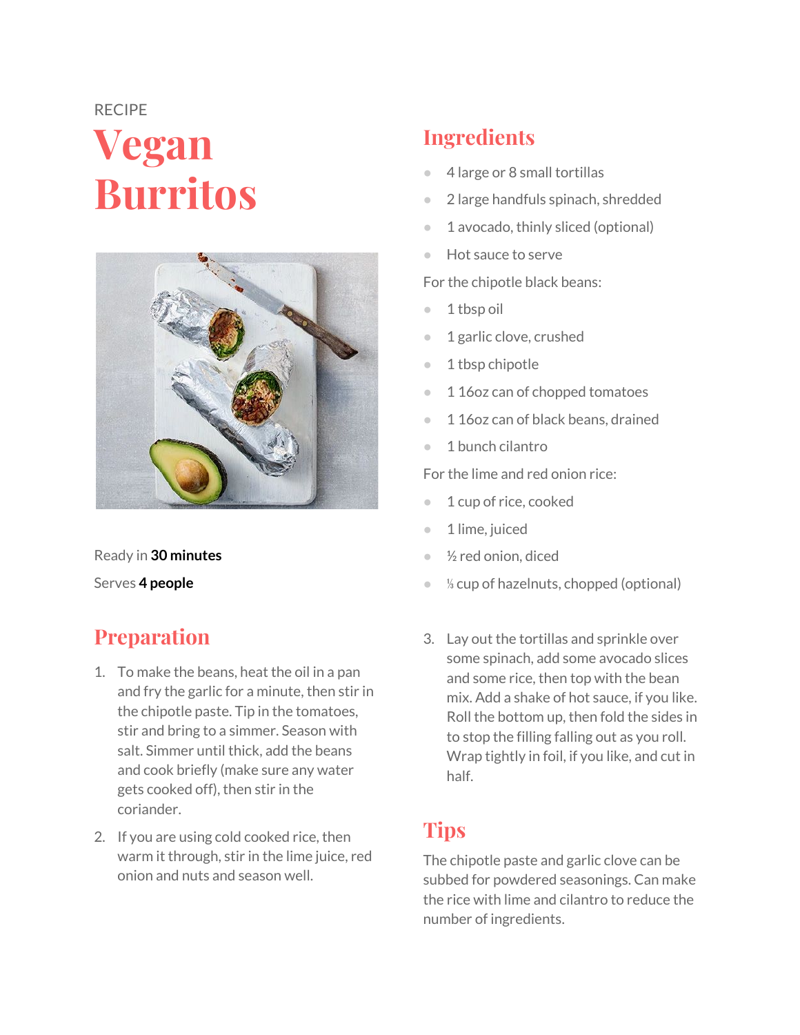RECIPE

# Vegan Burritos

Ready in **30 minutes**

Serves **4 people**

## Ingredients

- 4 large or 8 small tortillas
- 2 large handfuls spinach, shredded
- 1 avocado, thinly sliced (optional)
- Hot sauce to serve

For the chipotle black beans:

- 1 tbsp oil
- 1 garlic clove, crushed
- 1 tbsp chipotle
- 1 16oz can of chopped tomatoes
- 1 16oz can of black beans, drained
- 1 bunch cilantro

For the lime and red onion rice:

- 1 cup of rice, cooked
- 1 lime, juiced
- ½ red onion, diced
- ⅓ cup of hazelnuts, chopped (optional)

## Preparation

1. To make the beans, heat the oil in a pan and fry the garlic for a minute, then stir in the chipotle paste. Tip in the tomatoes, stir and bring to a simmer. Season with salt. Simmer until thick, add the beans and cook briefly (make sure any water gets cooked off), then stir in the coriander.
2. If you are using cold cooked rice, then warm it through, stir in the lime juice, red onion and nuts and season well.
3. Lay out the tortillas and sprinkle over some spinach, add some avocado slices and some rice, then top with the bean mix. Add a shake of hot sauce, if you like. Roll the bottom up, then fold the sides in to stop the filling falling out as you roll. Wrap tightly in foil, if you like, and cut in half.

## Tips

The chipotle paste and garlic clove can be subbed for powdered seasonings. Can make the rice with lime and cilantro to reduce the number of ingredients.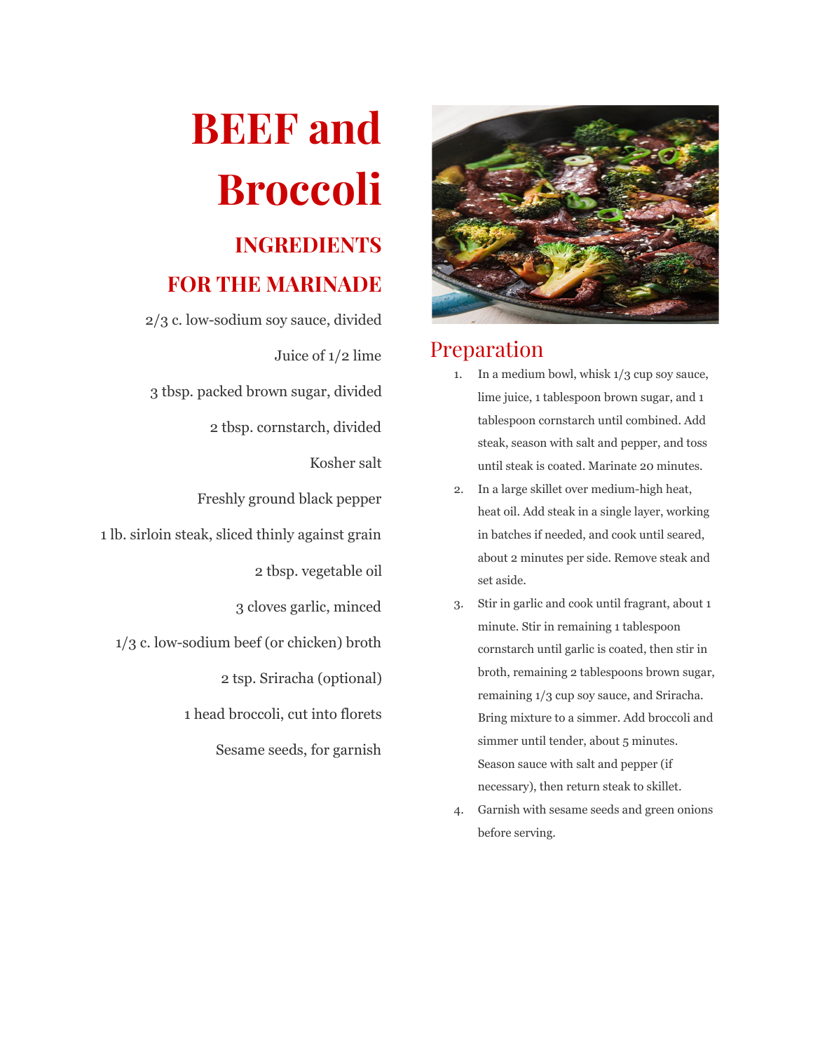# BEEF and Broccoli

## INGREDIENTS

## FOR THE MARINADE

2/3 c. low-sodium soy sauce, divided

Juice of 1/2 lime

3 tbsp. packed brown sugar, divided

2 tbsp. cornstarch, divided

Kosher salt

Freshly ground black pepper

1 lb. sirloin steak, sliced thinly against grain

2 tbsp. vegetable oil

3 cloves garlic, minced

1/3 c. low-sodium beef (or chicken) broth

2 tsp. Sriracha (optional)

1 head broccoli, cut into florets

Sesame seeds, for garnish

## Preparation

1. In a medium bowl, whisk 1/3 cup soy sauce, lime juice, 1 tablespoon brown sugar, and 1 tablespoon cornstarch until combined. Add steak, season with salt and pepper, and toss until steak is coated. Marinate 20 minutes.
2. In a large skillet over medium-high heat, heat oil. Add steak in a single layer, working in batches if needed, and cook until seared, about 2 minutes per side. Remove steak and set aside.
3. Stir in garlic and cook until fragrant, about 1 minute. Stir in remaining 1 tablespoon cornstarch until garlic is coated, then stir in broth, remaining 2 tablespoons brown sugar, remaining 1/3 cup soy sauce, and Sriracha. Bring mixture to a simmer. Add broccoli and simmer until tender, about 5 minutes. Season sauce with salt and pepper (if necessary), then return steak to skillet.
4. Garnish with sesame seeds and green onions before serving.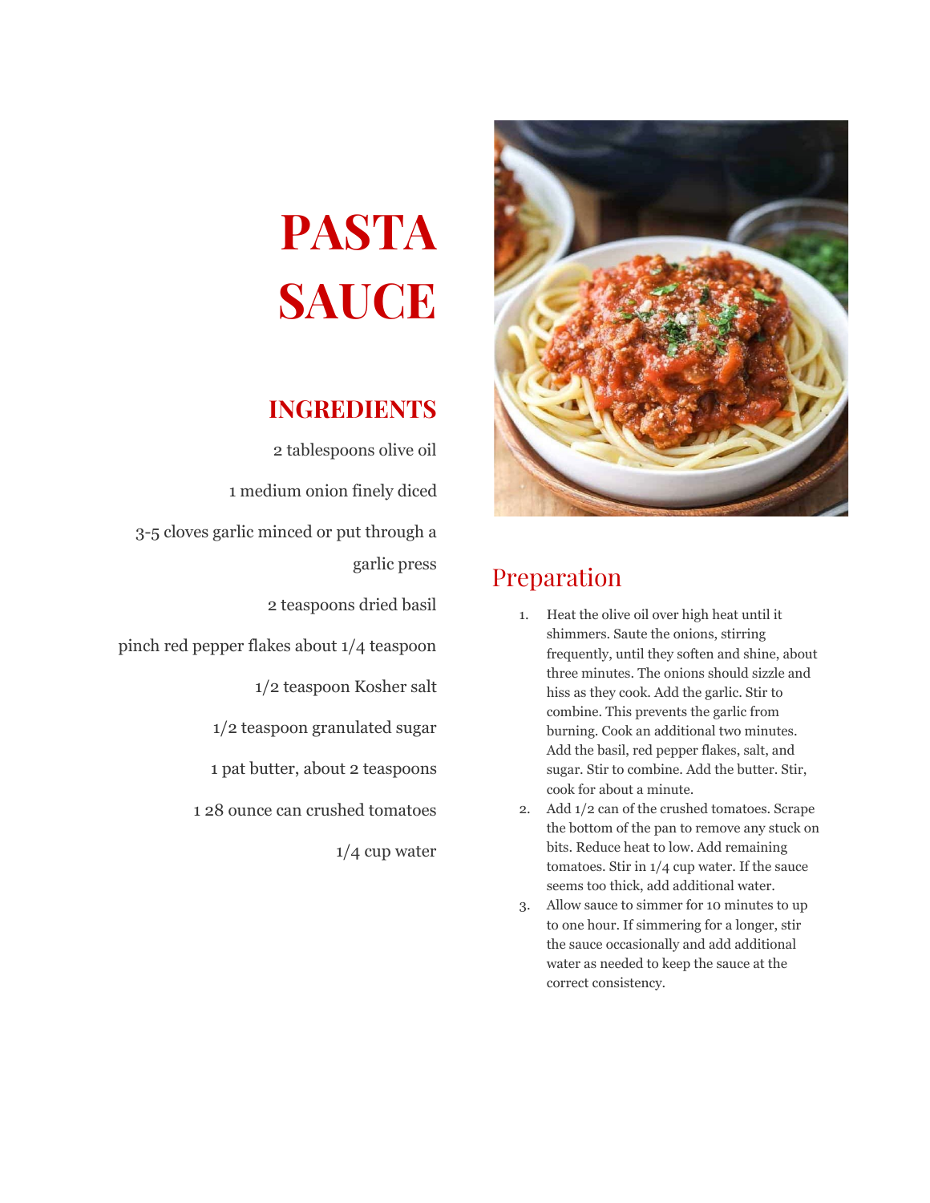# PASTA SAUCE

## INGREDIENTS

2 tablespoons olive oil

1 medium onion finely diced

3-5 cloves garlic minced or put through a garlic press

2 teaspoons dried basil

pinch red pepper flakes about 1/4 teaspoon

1/2 teaspoon Kosher salt

1/2 teaspoon granulated sugar

1 pat butter, about 2 teaspoons

1 28 ounce can crushed tomatoes

1/4 cup water

## Preparation

1. Heat the olive oil over high heat until it shimmers. Saute the onions, stirring frequently, until they soften and shine, about three minutes. The onions should sizzle and hiss as they cook. Add the garlic. Stir to combine. This prevents the garlic from burning. Cook an additional two minutes. Add the basil, red pepper flakes, salt, and sugar. Stir to combine. Add the butter. Stir, cook for about a minute.
2. Add 1/2 can of the crushed tomatoes. Scrape the bottom of the pan to remove any stuck on bits. Reduce heat to low. Add remaining tomatoes. Stir in 1/4 cup water. If the sauce seems too thick, add additional water.
3. Allow sauce to simmer for 10 minutes to up to one hour. If simmering for a longer, stir the sauce occasionally and add additional water as needed to keep the sauce at the correct consistency.